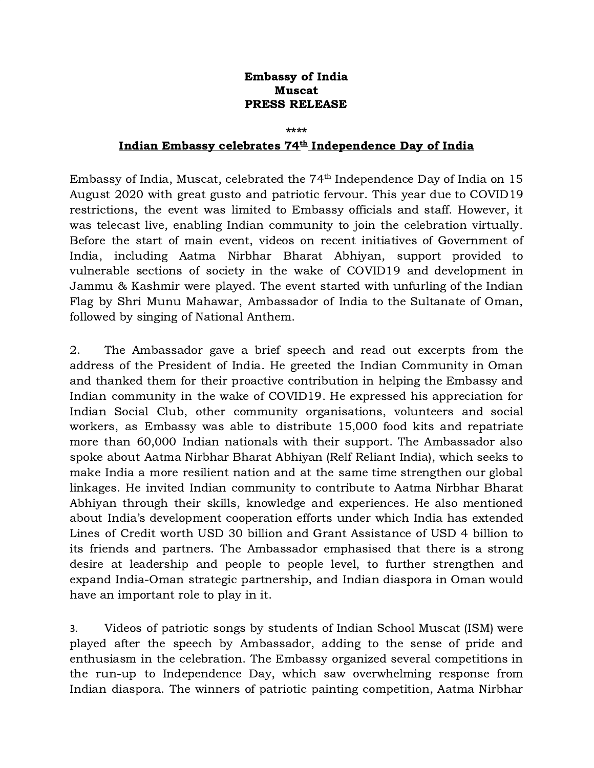**Embassy of India**
**Muscat**
**PRESS RELEASE**

\*\*\*\*

**Indian Embassy celebrates 74th Independence Day of India**

Embassy of India, Muscat, celebrated the 74th Independence Day of India on 15 August 2020 with great gusto and patriotic fervour. This year due to COVID19 restrictions, the event was limited to Embassy officials and staff. However, it was telecast live, enabling Indian community to join the celebration virtually. Before the start of main event, videos on recent initiatives of Government of India, including Aatma Nirbhar Bharat Abhiyan, support provided to vulnerable sections of society in the wake of COVID19 and development in Jammu & Kashmir were played. The event started with unfurling of the Indian Flag by Shri Munu Mahawar, Ambassador of India to the Sultanate of Oman, followed by singing of National Anthem.

2. The Ambassador gave a brief speech and read out excerpts from the address of the President of India. He greeted the Indian Community in Oman and thanked them for their proactive contribution in helping the Embassy and Indian community in the wake of COVID19. He expressed his appreciation for Indian Social Club, other community organisations, volunteers and social workers, as Embassy was able to distribute 15,000 food kits and repatriate more than 60,000 Indian nationals with their support. The Ambassador also spoke about Aatma Nirbhar Bharat Abhiyan (Relf Reliant India), which seeks to make India a more resilient nation and at the same time strengthen our global linkages. He invited Indian community to contribute to Aatma Nirbhar Bharat Abhiyan through their skills, knowledge and experiences. He also mentioned about India's development cooperation efforts under which India has extended Lines of Credit worth USD 30 billion and Grant Assistance of USD 4 billion to its friends and partners. The Ambassador emphasised that there is a strong desire at leadership and people to people level, to further strengthen and expand India-Oman strategic partnership, and Indian diaspora in Oman would have an important role to play in it.

3. Videos of patriotic songs by students of Indian School Muscat (ISM) were played after the speech by Ambassador, adding to the sense of pride and enthusiasm in the celebration. The Embassy organized several competitions in the run-up to Independence Day, which saw overwhelming response from Indian diaspora. The winners of patriotic painting competition, Aatma Nirbhar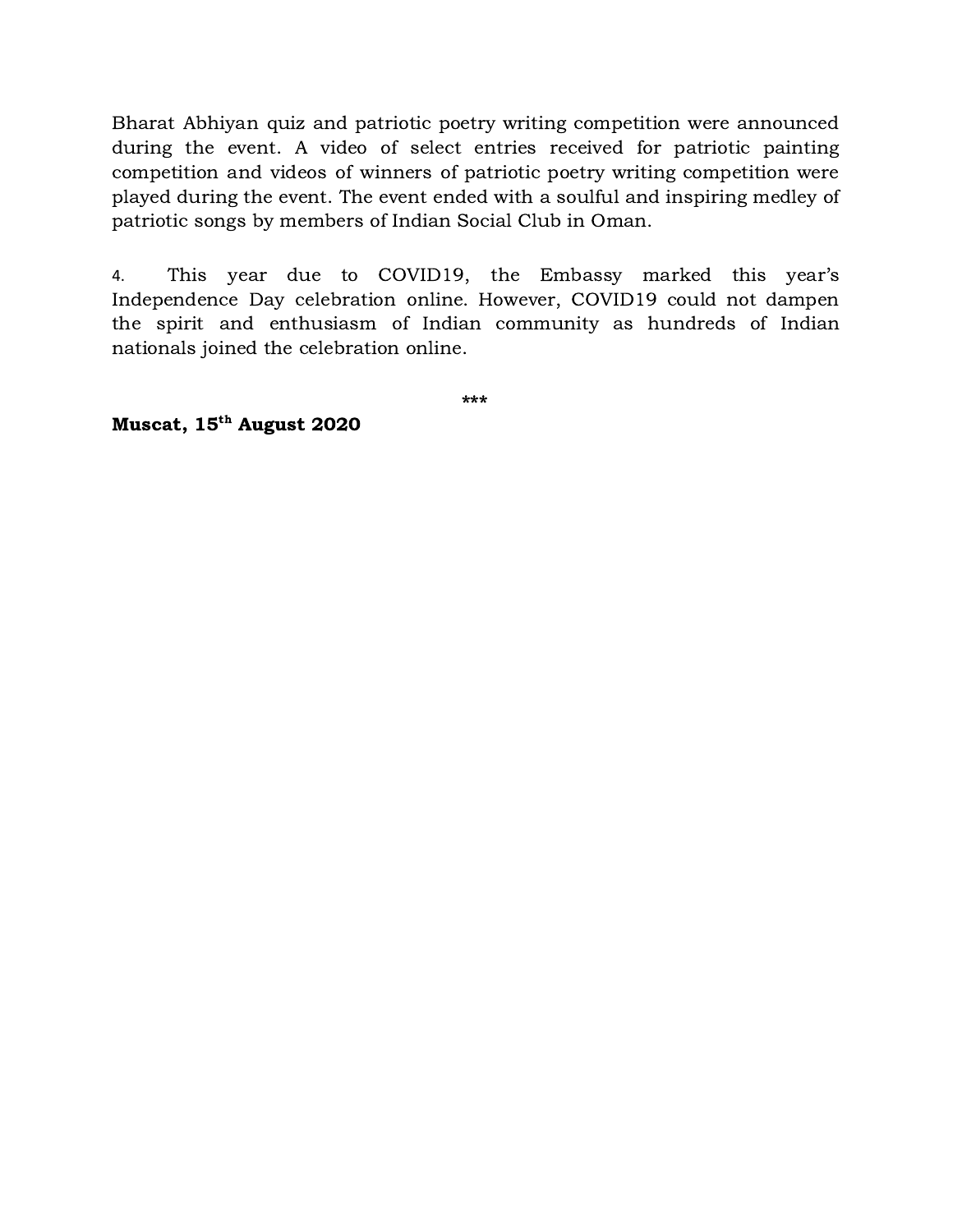Bharat Abhiyan quiz and patriotic poetry writing competition were announced during the event. A video of select entries received for patriotic painting competition and videos of winners of patriotic poetry writing competition were played during the event. The event ended with a soulful and inspiring medley of patriotic songs by members of Indian Social Club in Oman.

4. This year due to COVID19, the Embassy marked this year's Independence Day celebration online. However, COVID19 could not dampen the spirit and enthusiasm of Indian community as hundreds of Indian nationals joined the celebration online.

***

**Muscat, 15th August 2020**